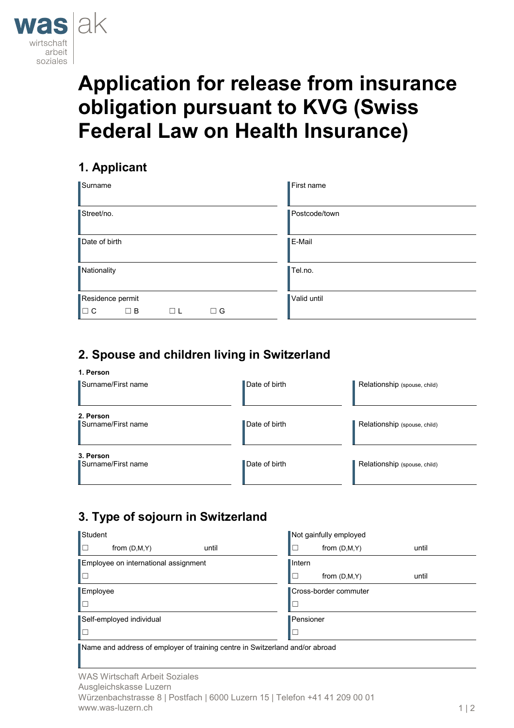was | ak

wirtschaft
arbeit
soziales

# Application for release from insurance obligation pursuant to KVG (Swiss Federal Law on Health Insurance)

## 1. Applicant

| Surname | First name |
|---|---|
| Street/no. | Postcode/town |
| Date of birth | E-Mail |
| Nationality | Tel.no. |
| Residence permit<br>☐ C ☐ B ☐ L ☐ G | Valid until |

## 2. Spouse and children living in Switzerland

**1. Person**

| Surname/First name | Date of birth | Relationship (spouse, child) |
|---|---|---|
| | | |

**2. Person**

| Surname/First name | Date of birth | Relationship (spouse, child) |
|---|---|---|
| | | |

**3. Person**

| Surname/First name | Date of birth | Relationship (spouse, child) |
|---|---|---|
| | | |

## 3. Type of sojourn in Switzerland

| | |
|---|---|
| Student<br>☐ from (D,M,Y) until | Not gainfully employed<br>☐ from (D,M,Y) until |
| Employee on international assignment<br>☐ | Intern<br>☐ from (D,M,Y) until |
| Employee<br>☐ | Cross-border commuter<br>☐ |
| Self-employed individual<br>☐ | Pensioner<br>☐ |

Name and address of employer of training centre in Switzerland and/or abroad

WAS Wirtschaft Arbeit Soziales
Ausgleichskasse Luzern
Würzenbachstrasse 8 | Postfach | 6000 Luzern 15 | Telefon +41 41 209 00 01
www.was-luzern.ch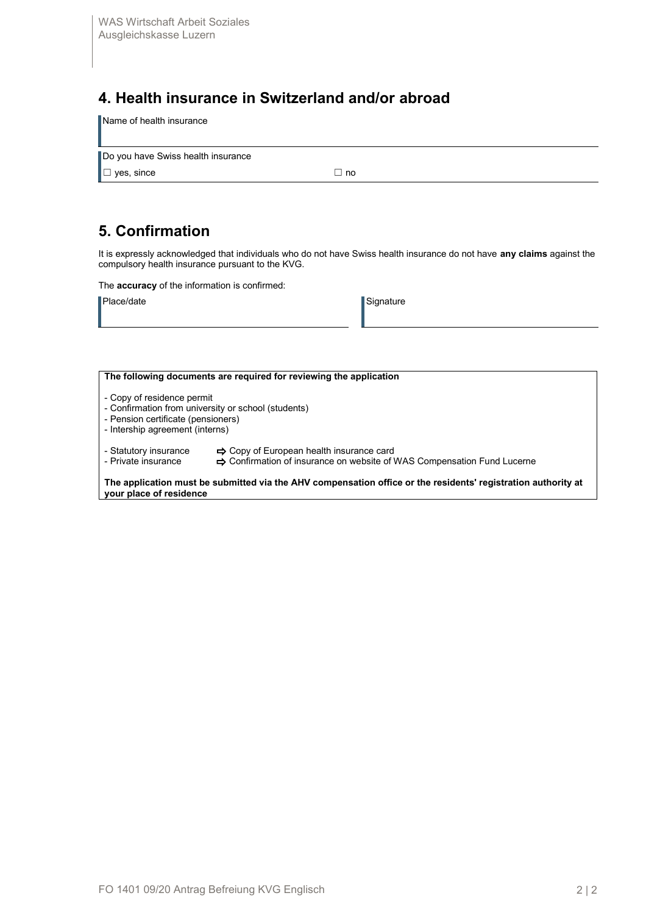## 4. Health insurance in Switzerland and/or abroad

Name of health insurance

Do you have Swiss health insurance

☐ yes, since ☐ no

## 5. Confirmation

It is expressly acknowledged that individuals who do not have Swiss health insurance do not have **any claims** against the compulsory health insurance pursuant to the KVG.

The **accuracy** of the information is confirmed:

| Place/date | Signature |
| --- | --- |
| | |

**The following documents are required for reviewing the application**

- Copy of residence permit
- Confirmation from university or school (students)
- Pension certificate (pensioners)
- Intership agreement (interns)

- Statutory insurance ⇨ Copy of European health insurance card
- Private insurance ⇨ Confirmation of insurance on website of WAS Compensation Fund Lucerne

**The application must be submitted via the AHV compensation office or the residents' registration authority at your place of residence**